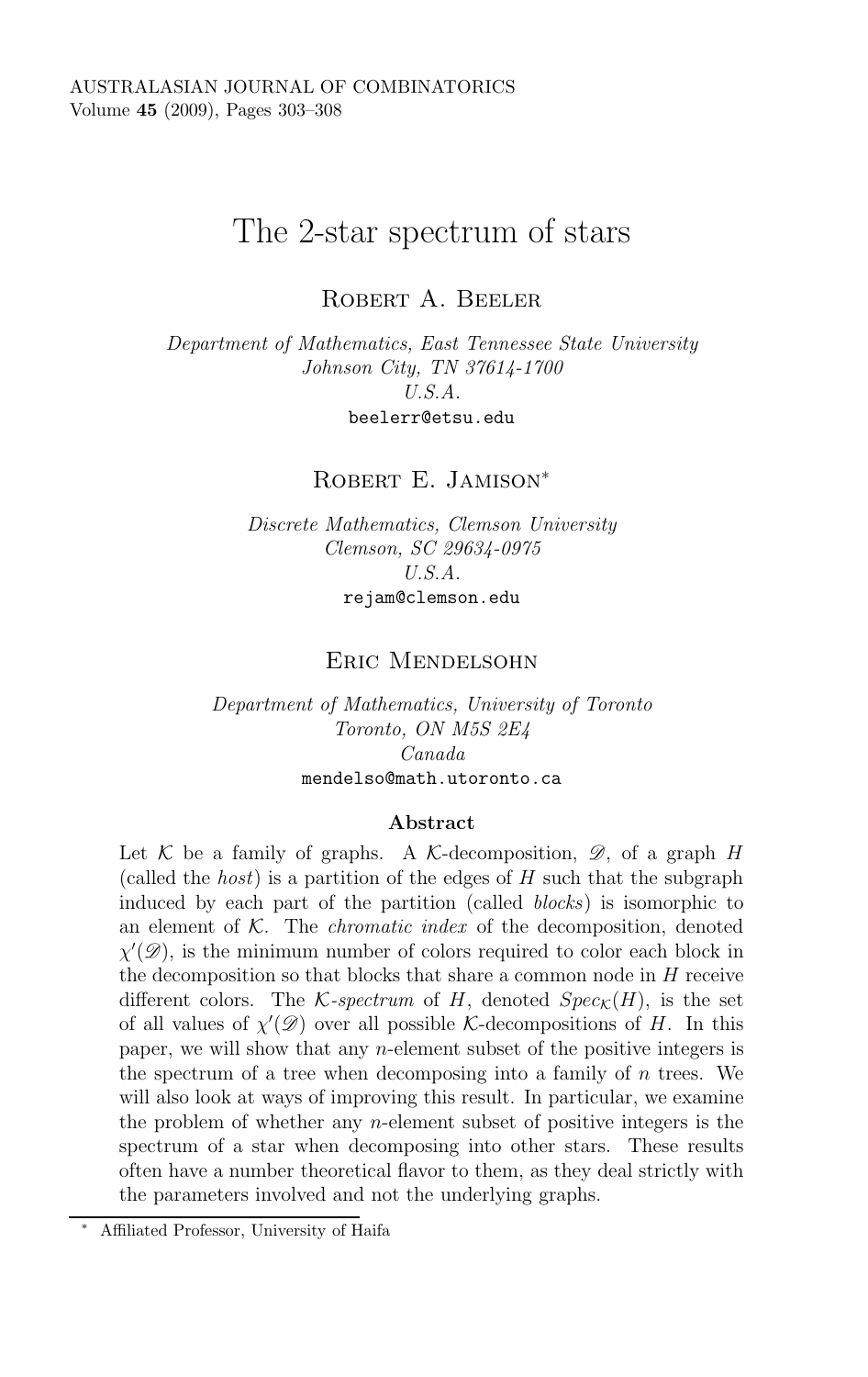# The 2-star spectrum of stars

Robert A. Beeler

*Department of Mathematics, East Tennessee State University*
*Johnson City, TN 37614-1700*
*U.S.A.*
beelerr@etsu.edu

Robert E. Jamison[*]

*Discrete Mathematics, Clemson University*
*Clemson, SC 29634-0975*
*U.S.A.*
rejam@clemson.edu

Eric Mendelsohn

*Department of Mathematics, University of Toronto*
*Toronto, ON M5S 2E4*
*Canada*
mendelso@math.utoronto.ca

### Abstract

Let $\mathcal{K}$ be a family of graphs. A $\mathcal{K}$-decomposition, $\mathscr{D}$, of a graph $H$ (called the *host*) is a partition of the edges of $H$ such that the subgraph induced by each part of the partition (called *blocks*) is isomorphic to an element of $\mathcal{K}$. The *chromatic index* of the decomposition, denoted $\chi'(\mathscr{D})$, is the minimum number of colors required to color each block in the decomposition so that blocks that share a common node in $H$ receive different colors. The $\mathcal{K}$*-spectrum* of $H$, denoted $Spec_{\mathcal{K}}(H)$, is the set of all values of $\chi'(\mathscr{D})$ over all possible $\mathcal{K}$-decompositions of $H$. In this paper, we will show that any $n$-element subset of the positive integers is the spectrum of a tree when decomposing into a family of $n$ trees. We will also look at ways of improving this result. In particular, we examine the problem of whether any $n$-element subset of positive integers is the spectrum of a star when decomposing into other stars. These results often have a number theoretical flavor to them, as they deal strictly with the parameters involved and not the underlying graphs.

[*] Affiliated Professor, University of Haifa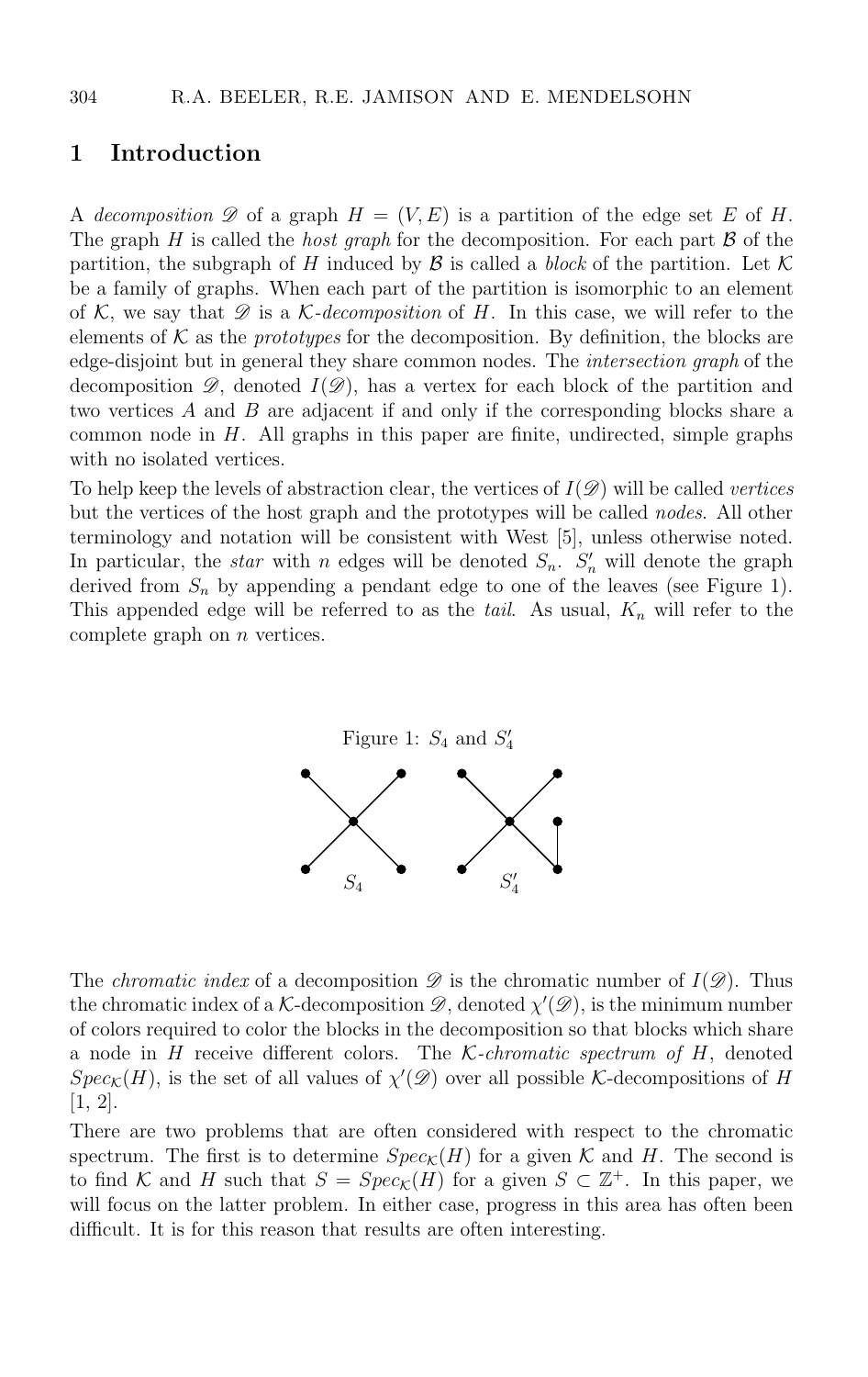## 1 Introduction

A *decomposition* $\mathscr{D}$ of a graph $H = (V, E)$ is a partition of the edge set $E$ of $H$. The graph $H$ is called the *host graph* for the decomposition. For each part $\mathcal{B}$ of the partition, the subgraph of $H$ induced by $\mathcal{B}$ is called a *block* of the partition. Let $\mathcal{K}$ be a family of graphs. When each part of the partition is isomorphic to an element of $\mathcal{K}$, we say that $\mathscr{D}$ is a $\mathcal{K}$-*decomposition* of $H$. In this case, we will refer to the elements of $\mathcal{K}$ as the *prototypes* for the decomposition. By definition, the blocks are edge-disjoint but in general they share common nodes. The *intersection graph* of the decomposition $\mathscr{D}$, denoted $I(\mathscr{D})$, has a vertex for each block of the partition and two vertices $A$ and $B$ are adjacent if and only if the corresponding blocks share a common node in $H$. All graphs in this paper are finite, undirected, simple graphs with no isolated vertices.

To help keep the levels of abstraction clear, the vertices of $I(\mathscr{D})$ will be called *vertices* but the vertices of the host graph and the prototypes will be called *nodes*. All other terminology and notation will be consistent with West [5], unless otherwise noted. In particular, the *star* with $n$ edges will be denoted $S_n$. $S'_n$ will denote the graph derived from $S_n$ by appending a pendant edge to one of the leaves (see Figure 1). This appended edge will be referred to as the *tail*. As usual, $K_n$ will refer to the complete graph on $n$ vertices.

Figure 1: $S_4$ and $S'_4$

The *chromatic index* of a decomposition $\mathscr{D}$ is the chromatic number of $I(\mathscr{D})$. Thus the chromatic index of a $\mathcal{K}$-decomposition $\mathscr{D}$, denoted $\chi'(\mathscr{D})$, is the minimum number of colors required to color the blocks in the decomposition so that blocks which share a node in $H$ receive different colors. The $\mathcal{K}$-*chromatic spectrum of* $H$, denoted $Spec_{\mathcal{K}}(H)$, is the set of all values of $\chi'(\mathscr{D})$ over all possible $\mathcal{K}$-decompositions of $H$ [1, 2].

There are two problems that are often considered with respect to the chromatic spectrum. The first is to determine $Spec_{\mathcal{K}}(H)$ for a given $\mathcal{K}$ and $H$. The second is to find $\mathcal{K}$ and $H$ such that $S = Spec_{\mathcal{K}}(H)$ for a given $S \subset \mathbb{Z}^+$. In this paper, we will focus on the latter problem. In either case, progress in this area has often been difficult. It is for this reason that results are often interesting.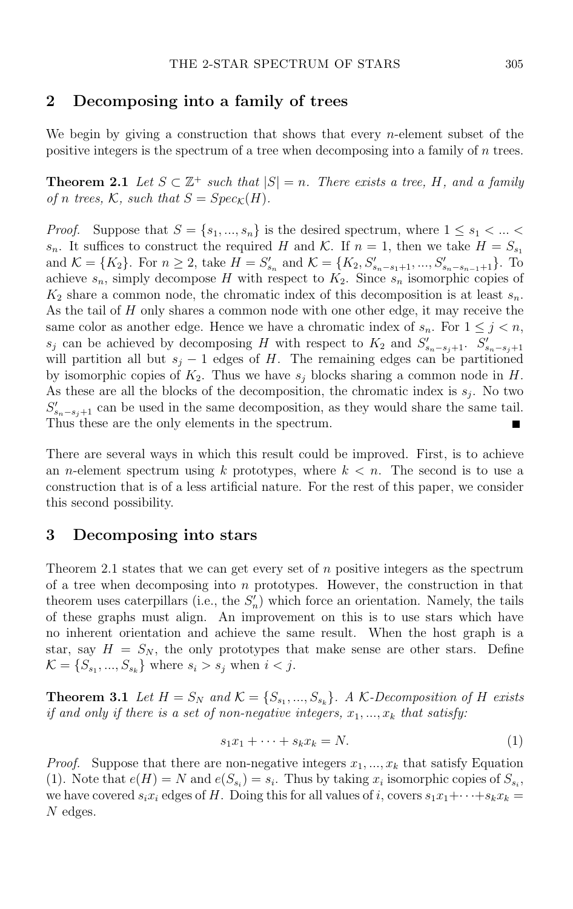## 2 Decomposing into a family of trees

We begin by giving a construction that shows that every $n$-element subset of the positive integers is the spectrum of a tree when decomposing into a family of $n$ trees.

**Theorem 2.1** *Let $S \subset \mathbb{Z}^+$ such that $|S| = n$. There exists a tree, $H$, and a family of $n$ trees, $\mathcal{K}$, such that $S = Spec_{\mathcal{K}}(H)$.*

*Proof.* Suppose that $S = \{s_1, ..., s_n\}$ is the desired spectrum, where $1 \leq s_1 < ... < s_n$. It suffices to construct the required $H$ and $\mathcal{K}$. If $n = 1$, then we take $H = S_{s_1}$ and $\mathcal{K} = \{K_2\}$. For $n \geq 2$, take $H = S'_{s_n}$ and $\mathcal{K} = \{K_2, S'_{s_n - s_1 + 1}, ..., S'_{s_n - s_{n-1} + 1}\}$. To achieve $s_n$, simply decompose $H$ with respect to $K_2$. Since $s_n$ isomorphic copies of $K_2$ share a common node, the chromatic index of this decomposition is at least $s_n$. As the tail of $H$ only shares a common node with one other edge, it may receive the same color as another edge. Hence we have a chromatic index of $s_n$. For $1 \leq j < n$, $s_j$ can be achieved by decomposing $H$ with respect to $K_2$ and $S'_{s_n - s_j + 1}$. $S'_{s_n - s_j + 1}$ will partition all but $s_j - 1$ edges of $H$. The remaining edges can be partitioned by isomorphic copies of $K_2$. Thus we have $s_j$ blocks sharing a common node in $H$. As these are all the blocks of the decomposition, the chromatic index is $s_j$. No two $S'_{s_n - s_j + 1}$ can be used in the same decomposition, as they would share the same tail. Thus these are the only elements in the spectrum. ∎

There are several ways in which this result could be improved. First, is to achieve an $n$-element spectrum using $k$ prototypes, where $k < n$. The second is to use a construction that is of a less artificial nature. For the rest of this paper, we consider this second possibility.

## 3 Decomposing into stars

Theorem 2.1 states that we can get every set of $n$ positive integers as the spectrum of a tree when decomposing into $n$ prototypes. However, the construction in that theorem uses caterpillars (i.e., the $S'_n$) which force an orientation. Namely, the tails of these graphs must align. An improvement on this is to use stars which have no inherent orientation and achieve the same result. When the host graph is a star, say $H = S_N$, the only prototypes that make sense are other stars. Define $\mathcal{K} = \{S_{s_1}, ..., S_{s_k}\}$ where $s_i > s_j$ when $i < j$.

**Theorem 3.1** *Let $H = S_N$ and $\mathcal{K} = \{S_{s_1}, ..., S_{s_k}\}$. A $\mathcal{K}$-Decomposition of $H$ exists if and only if there is a set of non-negative integers, $x_1, ..., x_k$ that satisfy:*

$$s_1 x_1 + \cdots + s_k x_k = N. \tag{1}$$

*Proof.* Suppose that there are non-negative integers $x_1, ..., x_k$ that satisfy Equation (1). Note that $e(H) = N$ and $e(S_{s_i}) = s_i$. Thus by taking $x_i$ isomorphic copies of $S_{s_i}$, we have covered $s_i x_i$ edges of $H$. Doing this for all values of $i$, covers $s_1 x_1 + \cdots + s_k x_k = N$ edges.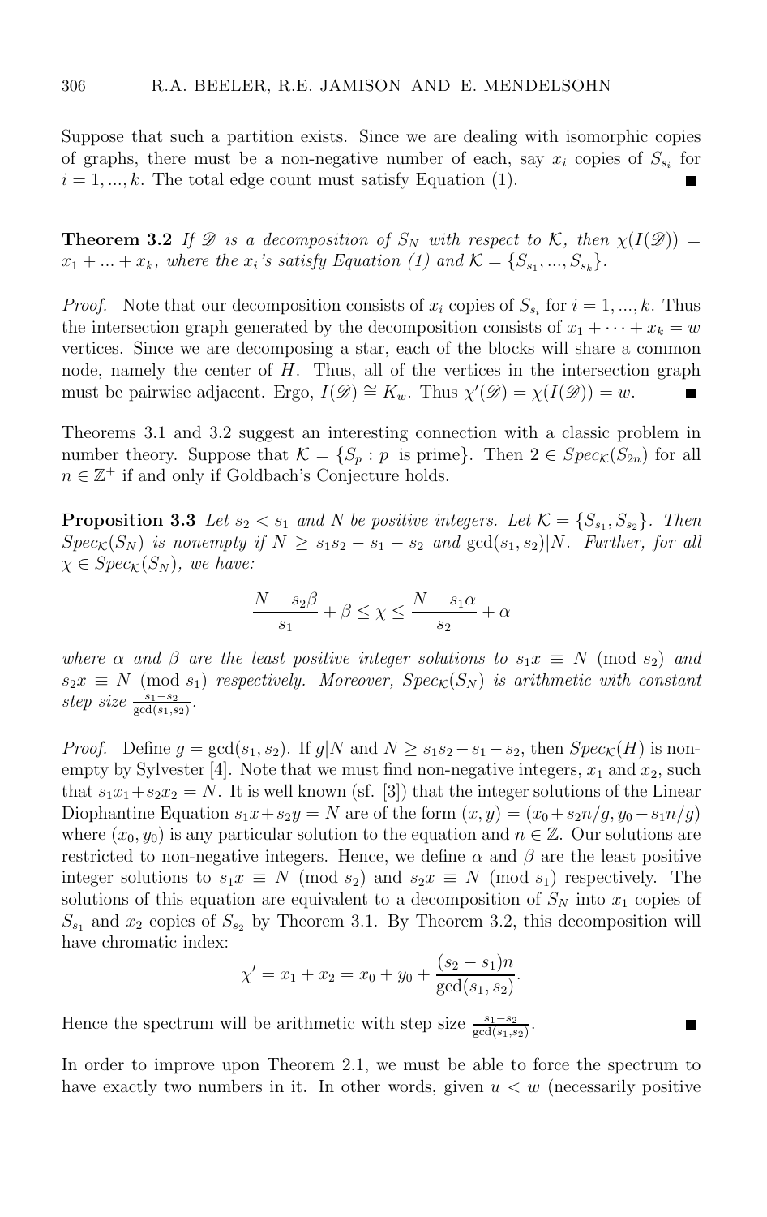Suppose that such a partition exists. Since we are dealing with isomorphic copies of graphs, there must be a non-negative number of each, say $x_i$ copies of $S_{s_i}$ for $i = 1, ..., k$. The total edge count must satisfy Equation (1). ∎

**Theorem 3.2** *If $\mathscr{D}$ is a decomposition of $S_N$ with respect to $\mathcal{K}$, then $\chi(I(\mathscr{D})) = x_1 + ... + x_k$, where the $x_i$'s satisfy Equation (1) and $\mathcal{K} = \{S_{s_1}, ..., S_{s_k}\}$.*

*Proof.* Note that our decomposition consists of $x_i$ copies of $S_{s_i}$ for $i = 1, ..., k$. Thus the intersection graph generated by the decomposition consists of $x_1 + \cdots + x_k = w$ vertices. Since we are decomposing a star, each of the blocks will share a common node, namely the center of $H$. Thus, all of the vertices in the intersection graph must be pairwise adjacent. Ergo, $I(\mathscr{D}) \cong K_w$. Thus $\chi'(\mathscr{D}) = \chi(I(\mathscr{D})) = w$. ∎

Theorems 3.1 and 3.2 suggest an interesting connection with a classic problem in number theory. Suppose that $\mathcal{K} = \{S_p : p \text{ is prime}\}$. Then $2 \in Spec_{\mathcal{K}}(S_{2n})$ for all $n \in \mathbb{Z}^+$ if and only if Goldbach's Conjecture holds.

**Proposition 3.3** *Let $s_2 < s_1$ and $N$ be positive integers. Let $\mathcal{K} = \{S_{s_1}, S_{s_2}\}$. Then $Spec_{\mathcal{K}}(S_N)$ is nonempty if $N \geq s_1 s_2 - s_1 - s_2$ and $\gcd(s_1, s_2)|N$. Further, for all $\chi \in Spec_{\mathcal{K}}(S_N)$, we have:*

$$\frac{N - s_2\beta}{s_1} + \beta \leq \chi \leq \frac{N - s_1\alpha}{s_2} + \alpha$$

*where $\alpha$ and $\beta$ are the least positive integer solutions to $s_1 x \equiv N \pmod{s_2}$ and $s_2 x \equiv N \pmod{s_1}$ respectively. Moreover, $Spec_{\mathcal{K}}(S_N)$ is arithmetic with constant step size $\frac{s_1 - s_2}{\gcd(s_1, s_2)}$.*

*Proof.* Define $g = \gcd(s_1, s_2)$. If $g|N$ and $N \geq s_1 s_2 - s_1 - s_2$, then $Spec_{\mathcal{K}}(H)$ is nonempty by Sylvester [4]. Note that we must find non-negative integers, $x_1$ and $x_2$, such that $s_1 x_1 + s_2 x_2 = N$. It is well known (sf. [3]) that the integer solutions of the Linear Diophantine Equation $s_1 x + s_2 y = N$ are of the form $(x, y) = (x_0 + s_2 n/g, y_0 - s_1 n/g)$ where $(x_0, y_0)$ is any particular solution to the equation and $n \in \mathbb{Z}$. Our solutions are restricted to non-negative integers. Hence, we define $\alpha$ and $\beta$ are the least positive integer solutions to $s_1 x \equiv N \pmod{s_2}$ and $s_2 x \equiv N \pmod{s_1}$ respectively. The solutions of this equation are equivalent to a decomposition of $S_N$ into $x_1$ copies of $S_{s_1}$ and $x_2$ copies of $S_{s_2}$ by Theorem 3.1. By Theorem 3.2, this decomposition will have chromatic index:

$$\chi' = x_1 + x_2 = x_0 + y_0 + \frac{(s_2 - s_1)n}{\gcd(s_1, s_2)}.$$

Hence the spectrum will be arithmetic with step size $\frac{s_1 - s_2}{\gcd(s_1, s_2)}$. ∎

In order to improve upon Theorem 2.1, we must be able to force the spectrum to have exactly two numbers in it. In other words, given $u < w$ (necessarily positive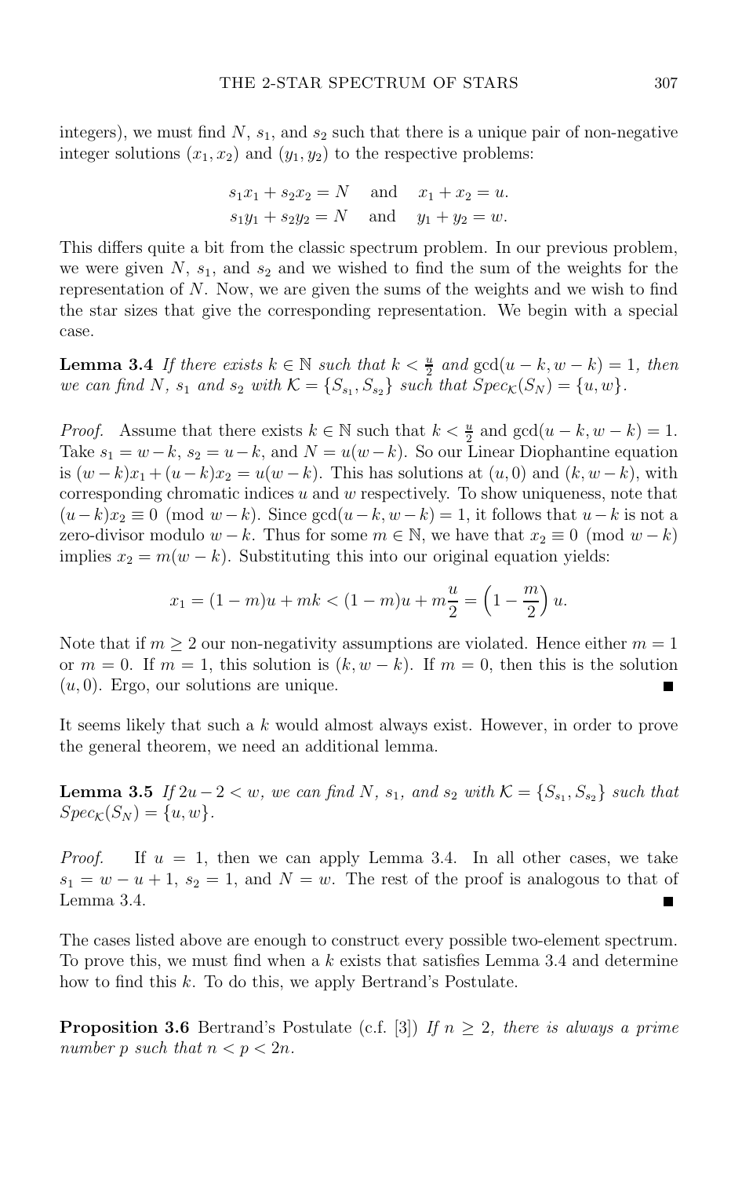integers), we must find $N$, $s_1$, and $s_2$ such that there is a unique pair of non-negative integer solutions $(x_1, x_2)$ and $(y_1, y_2)$ to the respective problems:

$$s_1x_1 + s_2x_2 = N \quad \text{and} \quad x_1 + x_2 = u.$$
$$s_1y_1 + s_2y_2 = N \quad \text{and} \quad y_1 + y_2 = w.$$

This differs quite a bit from the classic spectrum problem. In our previous problem, we were given $N$, $s_1$, and $s_2$ and we wished to find the sum of the weights for the representation of $N$. Now, we are given the sums of the weights and we wish to find the star sizes that give the corresponding representation. We begin with a special case.

**Lemma 3.4** *If there exists $k \in \mathbb{N}$ such that $k < \frac{u}{2}$ and $\gcd(u-k, w-k) = 1$, then we can find $N$, $s_1$ and $s_2$ with $\mathcal{K} = \{S_{s_1}, S_{s_2}\}$ such that $Spec_{\mathcal{K}}(S_N) = \{u, w\}$.*

*Proof.* Assume that there exists $k \in \mathbb{N}$ such that $k < \frac{u}{2}$ and $\gcd(u-k, w-k) = 1$. Take $s_1 = w-k$, $s_2 = u-k$, and $N = u(w-k)$. So our Linear Diophantine equation is $(w-k)x_1 + (u-k)x_2 = u(w-k)$. This has solutions at $(u, 0)$ and $(k, w-k)$, with corresponding chromatic indices $u$ and $w$ respectively. To show uniqueness, note that $(u-k)x_2 \equiv 0 \pmod{w-k}$. Since $\gcd(u-k, w-k) = 1$, it follows that $u-k$ is not a zero-divisor modulo $w-k$. Thus for some $m \in \mathbb{N}$, we have that $x_2 \equiv 0 \pmod{w-k}$ implies $x_2 = m(w-k)$. Substituting this into our original equation yields:

$$x_1 = (1-m)u + mk < (1-m)u + m\frac{u}{2} = \left(1 - \frac{m}{2}\right)u.$$

Note that if $m \geq 2$ our non-negativity assumptions are violated. Hence either $m = 1$ or $m = 0$. If $m = 1$, this solution is $(k, w-k)$. If $m = 0$, then this is the solution $(u, 0)$. Ergo, our solutions are unique. ∎

It seems likely that such a $k$ would almost always exist. However, in order to prove the general theorem, we need an additional lemma.

**Lemma 3.5** *If $2u - 2 < w$, we can find $N$, $s_1$, and $s_2$ with $\mathcal{K} = \{S_{s_1}, S_{s_2}\}$ such that $Spec_{\mathcal{K}}(S_N) = \{u, w\}$.*

*Proof.* If $u = 1$, then we can apply Lemma 3.4. In all other cases, we take $s_1 = w - u + 1$, $s_2 = 1$, and $N = w$. The rest of the proof is analogous to that of Lemma 3.4. ∎

The cases listed above are enough to construct every possible two-element spectrum. To prove this, we must find when a $k$ exists that satisfies Lemma 3.4 and determine how to find this $k$. To do this, we apply Bertrand's Postulate.

**Proposition 3.6** Bertrand's Postulate (c.f. [3]) *If $n \geq 2$, there is always a prime number $p$ such that $n < p < 2n$.*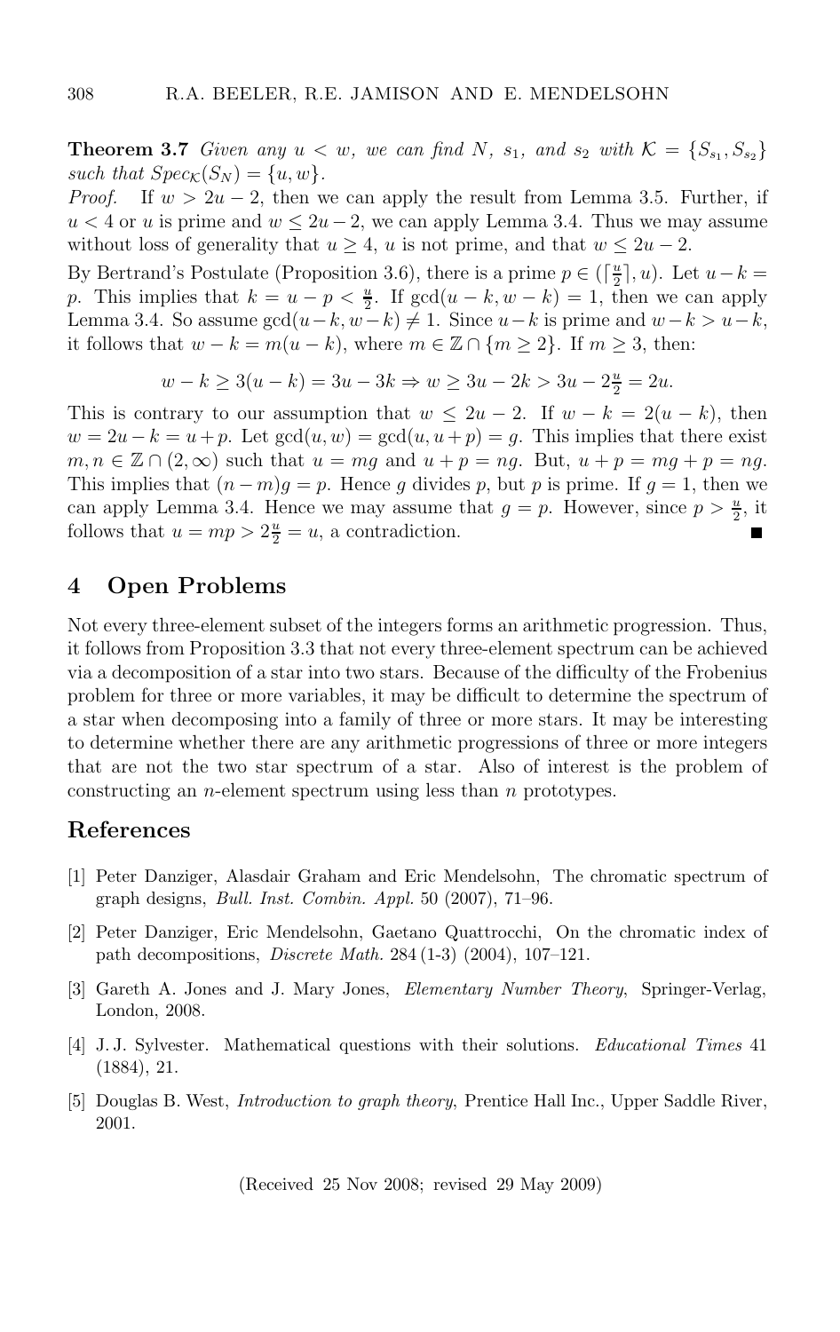**Theorem 3.7** *Given any $u < w$, we can find $N$, $s_1$, and $s_2$ with $\mathcal{K} = \{S_{s_1}, S_{s_2}\}$ such that $Spec_{\mathcal{K}}(S_N) = \{u, w\}$.*

*Proof.* If $w > 2u - 2$, then we can apply the result from Lemma 3.5. Further, if $u < 4$ or $u$ is prime and $w \leq 2u - 2$, we can apply Lemma 3.4. Thus we may assume without loss of generality that $u \geq 4$, $u$ is not prime, and that $w \leq 2u - 2$.

By Bertrand's Postulate (Proposition 3.6), there is a prime $p \in (\lceil \frac{u}{2} \rceil, u)$. Let $u - k = p$. This implies that $k = u - p < \frac{u}{2}$. If $\gcd(u - k, w - k) = 1$, then we can apply Lemma 3.4. So assume $\gcd(u - k, w - k) \neq 1$. Since $u - k$ is prime and $w - k > u - k$, it follows that $w - k = m(u - k)$, where $m \in \mathbb{Z} \cap \{m \geq 2\}$. If $m \geq 3$, then:

$$w - k \geq 3(u - k) = 3u - 3k \Rightarrow w \geq 3u - 2k > 3u - 2\frac{u}{2} = 2u.$$

This is contrary to our assumption that $w \leq 2u - 2$. If $w - k = 2(u - k)$, then $w = 2u - k = u + p$. Let $\gcd(u, w) = \gcd(u, u + p) = g$. This implies that there exist $m, n \in \mathbb{Z} \cap (2, \infty)$ such that $u = mg$ and $u + p = ng$. But, $u + p = mg + p = ng$. This implies that $(n - m)g = p$. Hence $g$ divides $p$, but $p$ is prime. If $g = 1$, then we can apply Lemma 3.4. Hence we may assume that $g = p$. However, since $p > \frac{u}{2}$, it follows that $u = mp > 2\frac{u}{2} = u$, a contradiction. ∎

## 4 Open Problems

Not every three-element subset of the integers forms an arithmetic progression. Thus, it follows from Proposition 3.3 that not every three-element spectrum can be achieved via a decomposition of a star into two stars. Because of the difficulty of the Frobenius problem for three or more variables, it may be difficult to determine the spectrum of a star when decomposing into a family of three or more stars. It may be interesting to determine whether there are any arithmetic progressions of three or more integers that are not the two star spectrum of a star. Also of interest is the problem of constructing an $n$-element spectrum using less than $n$ prototypes.

## References

[1] Peter Danziger, Alasdair Graham and Eric Mendelsohn, The chromatic spectrum of graph designs, *Bull. Inst. Combin. Appl.* 50 (2007), 71–96.

[2] Peter Danziger, Eric Mendelsohn, Gaetano Quattrocchi, On the chromatic index of path decompositions, *Discrete Math.* 284 (1-3) (2004), 107–121.

[3] Gareth A. Jones and J. Mary Jones, *Elementary Number Theory*, Springer-Verlag, London, 2008.

[4] J. J. Sylvester. Mathematical questions with their solutions. *Educational Times* 41 (1884), 21.

[5] Douglas B. West, *Introduction to graph theory*, Prentice Hall Inc., Upper Saddle River, 2001.

(Received 25 Nov 2008; revised 29 May 2009)